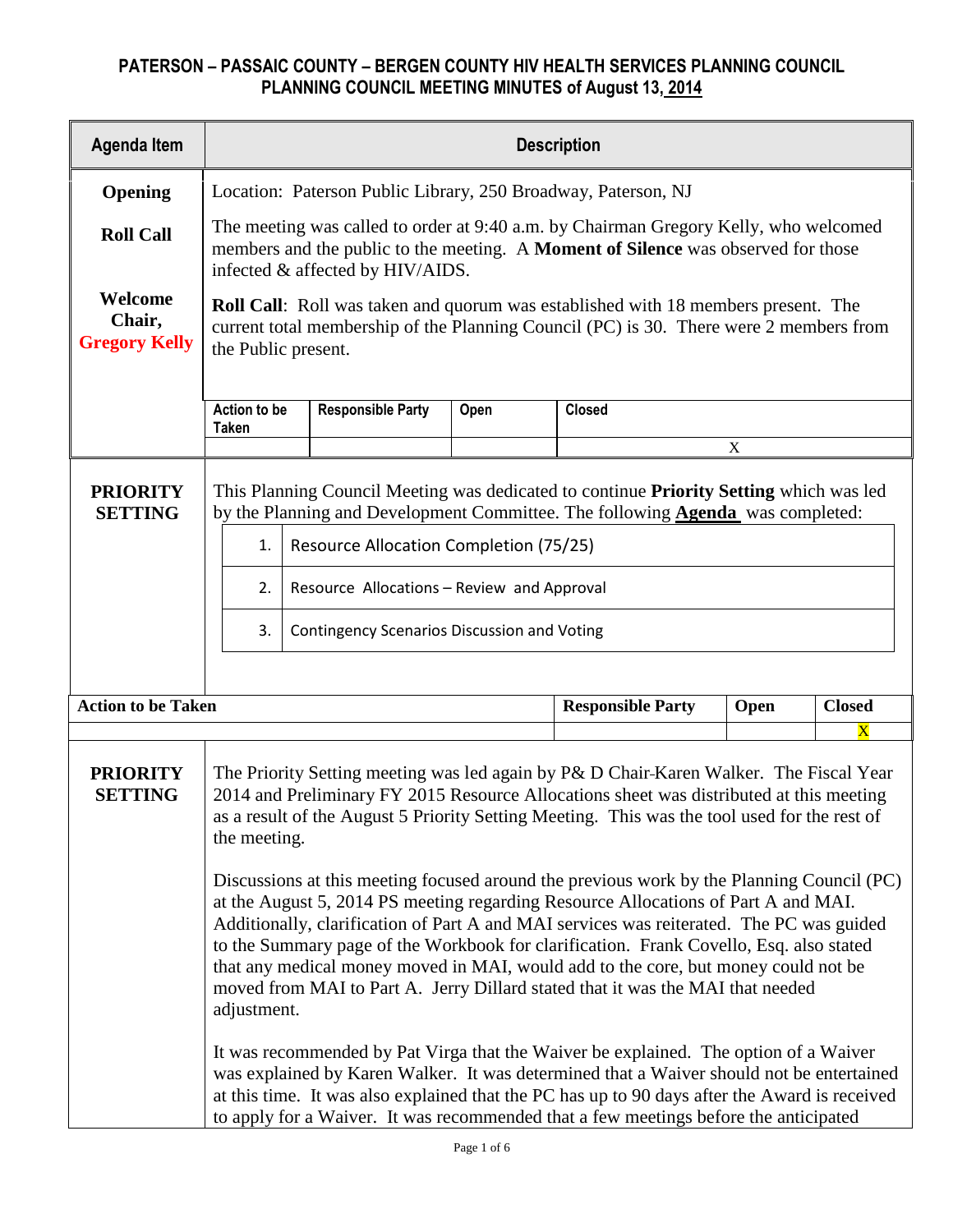# PATERSON – PASSAIC COUNTY – BERGEN COUNTY HIV HEALTH SERVICES PLANNING COUNCIL
## PLANNING COUNCIL MEETING MINUTES of August 13, 2014

| Agenda Item | Description |
|---|---|
| **Opening**<br><br>**Roll Call**<br><br>**Welcome Chair, Gregory Kelly** | Location: Paterson Public Library, 250 Broadway, Paterson, NJ<br><br>The meeting was called to order at 9:40 a.m. by Chairman Gregory Kelly, who welcomed members and the public to the meeting. A **Moment of Silence** was observed for those infected & affected by HIV/AIDS.<br><br>**Roll Call**: Roll was taken and quorum was established with 18 members present. The current total membership of the Planning Council (PC) is 30. There were 2 members from the Public present. |

| Action to be Taken | Responsible Party | Open | Closed |
|---|---|---|---|
| | | | X |

**PRIORITY SETTING**

This Planning Council Meeting was dedicated to continue **Priority Setting** which was led by the Planning and Development Committee. The following **Agenda** was completed:

| | |
|---|---|
| 1. | Resource Allocation Completion (75/25) |
| 2. | Resource Allocations – Review and Approval |
| 3. | Contingency Scenarios Discussion and Voting |

| Action to be Taken | Responsible Party | Open | Closed |
|---|---|---|---|
| | | | X |

**PRIORITY SETTING**

The Priority Setting meeting was led again by P& D Chair-Karen Walker. The Fiscal Year 2014 and Preliminary FY 2015 Resource Allocations sheet was distributed at this meeting as a result of the August 5 Priority Setting Meeting. This was the tool used for the rest of the meeting.

Discussions at this meeting focused around the previous work by the Planning Council (PC) at the August 5, 2014 PS meeting regarding Resource Allocations of Part A and MAI. Additionally, clarification of Part A and MAI services was reiterated. The PC was guided to the Summary page of the Workbook for clarification. Frank Covello, Esq. also stated that any medical money moved in MAI, would add to the core, but money could not be moved from MAI to Part A. Jerry Dillard stated that it was the MAI that needed adjustment.

It was recommended by Pat Virga that the Waiver be explained. The option of a Waiver was explained by Karen Walker. It was determined that a Waiver should not be entertained at this time. It was also explained that the PC has up to 90 days after the Award is received to apply for a Waiver. It was recommended that a few meetings before the anticipated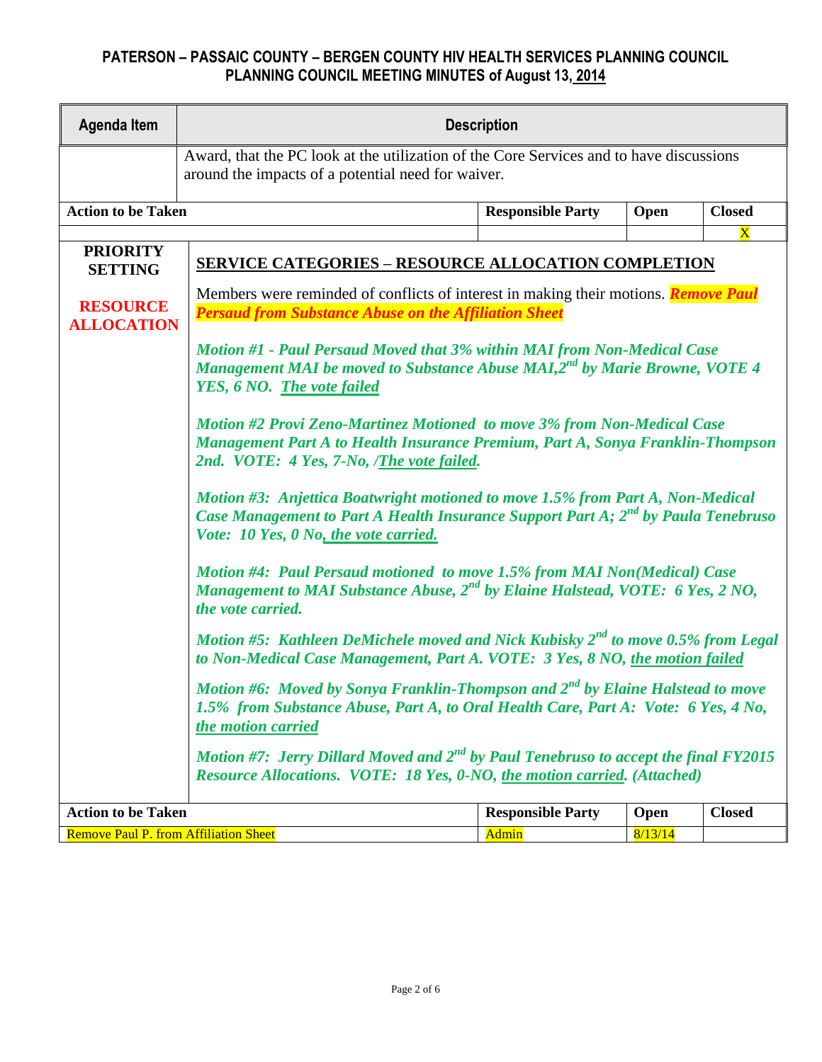# PATERSON – PASSAIC COUNTY – BERGEN COUNTY HIV HEALTH SERVICES PLANNING COUNCIL
## PLANNING COUNCIL MEETING MINUTES of August 13, 2014

| Agenda Item | Description | | | |
|---|---|---|---|---|
| | Award, that the PC look at the utilization of the Core Services and to have discussions around the impacts of a potential need for waiver. | | | |
| **Action to be Taken** | | **Responsible Party** | **Open** | **Closed** |
| | | | | X |
| **PRIORITY SETTING**<br><br>**RESOURCE ALLOCATION** | **SERVICE CATEGORIES – RESOURCE ALLOCATION COMPLETION**<br><br>Members were reminded of conflicts of interest in making their motions. ***Remove Paul Persaud from Substance Abuse on the Affiliation Sheet***<br><br>***Motion #1 - Paul Persaud Moved that 3% within MAI from Non-Medical Case Management MAI be moved to Substance Abuse MAI,2nd by Marie Browne, VOTE 4 YES, 6 NO. The vote failed***<br><br>***Motion #2 Provi Zeno-Martinez Motioned to move 3% from Non-Medical Case Management Part A to Health Insurance Premium, Part A, Sonya Franklin-Thompson 2nd. VOTE: 4 Yes, 7-No, /The vote failed.***<br><br>***Motion #3: Anjettica Boatwright motioned to move 1.5% from Part A, Non-Medical Case Management to Part A Health Insurance Support Part A; 2nd by Paula Tenebruso Vote: 10 Yes, 0 No, the vote carried.***<br><br>***Motion #4: Paul Persaud motioned to move 1.5% from MAI Non(Medical) Case Management to MAI Substance Abuse, 2nd by Elaine Halstead, VOTE: 6 Yes, 2 NO, the vote carried.***<br><br>***Motion #5: Kathleen DeMichele moved and Nick Kubisky 2nd to move 0.5% from Legal to Non-Medical Case Management, Part A. VOTE: 3 Yes, 8 NO, the motion failed***<br><br>***Motion #6: Moved by Sonya Franklin-Thompson and 2nd by Elaine Halstead to move 1.5% from Substance Abuse, Part A, to Oral Health Care, Part A: Vote: 6 Yes, 4 No, the motion carried***<br><br>***Motion #7: Jerry Dillard Moved and 2nd by Paul Tenebruso to accept the final FY2015 Resource Allocations. VOTE: 18 Yes, 0-NO, the motion carried. (Attached)*** | | | |
| **Action to be Taken** | | **Responsible Party** | **Open** | **Closed** |
| Remove Paul P. from Affiliation Sheet | | Admin | 8/13/14 | |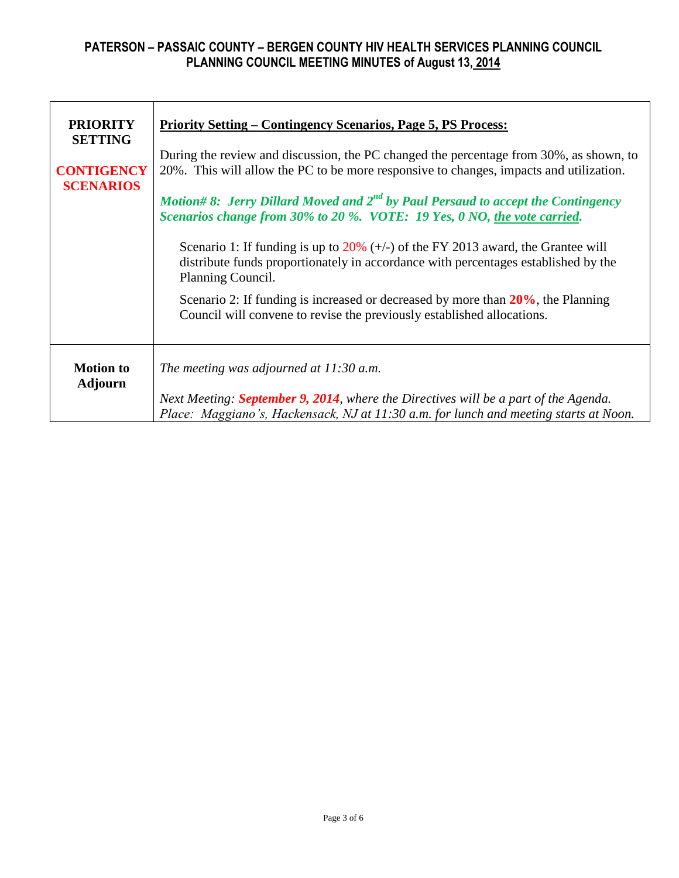**PATERSON – PASSAIC COUNTY – BERGEN COUNTY HIV HEALTH SERVICES PLANNING COUNCIL**
**PLANNING COUNCIL MEETING MINUTES of August 13, 2014**

| | |
|---|---|
| **PRIORITY SETTING**<br><br>**CONTIGENCY SCENARIOS** | **Priority Setting – Contingency Scenarios, Page 5, PS Process:**<br><br>During the review and discussion, the PC changed the percentage from 30%, as shown, to 20%. This will allow the PC to be more responsive to changes, impacts and utilization.<br><br>***Motion# 8: Jerry Dillard Moved and 2nd by Paul Persaud to accept the Contingency Scenarios change from 30% to 20 %. VOTE: 19 Yes, 0 NO, the vote carried.***<br><br>Scenario 1: If funding is up to 20% (+/-) of the FY 2013 award, the Grantee will distribute funds proportionately in accordance with percentages established by the Planning Council.<br><br>Scenario 2: If funding is increased or decreased by more than **20%**, the Planning Council will convene to revise the previously established allocations. |
| **Motion to Adjourn** | *The meeting was adjourned at 11:30 a.m.*<br><br>*Next Meeting: **September 9, 2014**, where the Directives will be a part of the Agenda.*<br>*Place: Maggiano's, Hackensack, NJ at 11:30 a.m. for lunch and meeting starts at Noon.* |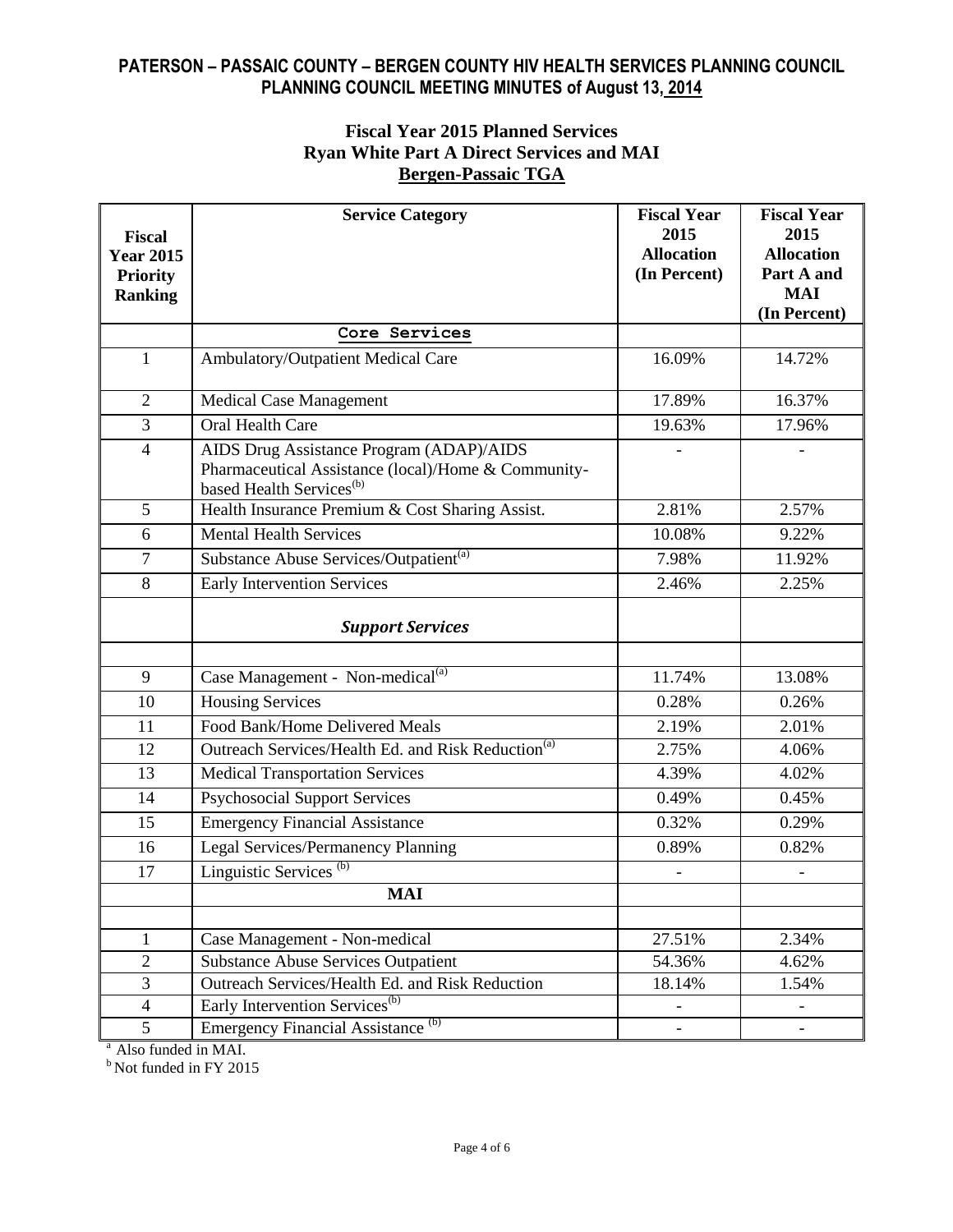## PATERSON – PASSAIC COUNTY – BERGEN COUNTY HIV HEALTH SERVICES PLANNING COUNCIL
## PLANNING COUNCIL MEETING MINUTES of August 13, 2014

### Fiscal Year 2015 Planned Services
### Ryan White Part A Direct Services and MAI
### Bergen-Passaic TGA

| Fiscal Year 2015 Priority Ranking | Service Category | Fiscal Year 2015 Allocation (In Percent) | Fiscal Year 2015 Allocation Part A and MAI (In Percent) |
|---|---|---|---|
| | **Core Services** | | |
| 1 | Ambulatory/Outpatient Medical Care | 16.09% | 14.72% |
| 2 | Medical Case Management | 17.89% | 16.37% |
| 3 | Oral Health Care | 19.63% | 17.96% |
| 4 | AIDS Drug Assistance Program (ADAP)/AIDS Pharmaceutical Assistance (local)/Home & Community-based Health Services[(b)] | - | - |
| 5 | Health Insurance Premium & Cost Sharing Assist. | 2.81% | 2.57% |
| 6 | Mental Health Services | 10.08% | 9.22% |
| 7 | Substance Abuse Services/Outpatient[(a)] | 7.98% | 11.92% |
| 8 | Early Intervention Services | 2.46% | 2.25% |
| | ***Support Services*** | | |
| | | | |
| 9 | Case Management - Non-medical[(a)] | 11.74% | 13.08% |
| 10 | Housing Services | 0.28% | 0.26% |
| 11 | Food Bank/Home Delivered Meals | 2.19% | 2.01% |
| 12 | Outreach Services/Health Ed. and Risk Reduction[(a)] | 2.75% | 4.06% |
| 13 | Medical Transportation Services | 4.39% | 4.02% |
| 14 | Psychosocial Support Services | 0.49% | 0.45% |
| 15 | Emergency Financial Assistance | 0.32% | 0.29% |
| 16 | Legal Services/Permanency Planning | 0.89% | 0.82% |
| 17 | Linguistic Services [(b)] | - | - |
| | **MAI** | | |
| | | | |
| 1 | Case Management - Non-medical | 27.51% | 2.34% |
| 2 | Substance Abuse Services Outpatient | 54.36% | 4.62% |
| 3 | Outreach Services/Health Ed. and Risk Reduction | 18.14% | 1.54% |
| 4 | Early Intervention Services[(b)] | - | - |
| 5 | Emergency Financial Assistance [(b)] | - | - |

[a] Also funded in MAI.

[b] Not funded in FY 2015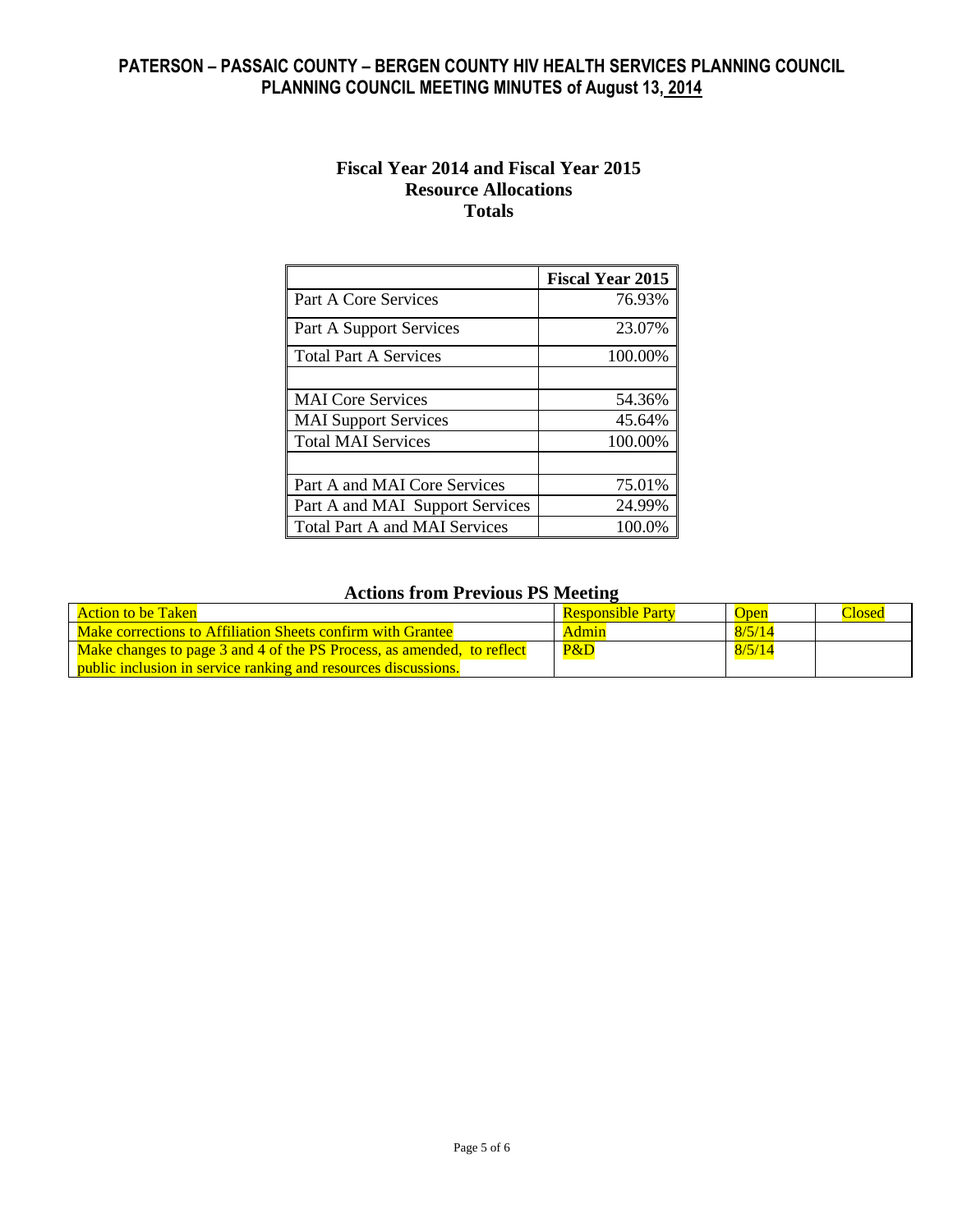**PATERSON – PASSAIC COUNTY – BERGEN COUNTY HIV HEALTH SERVICES PLANNING COUNCIL**
**PLANNING COUNCIL MEETING MINUTES of August 13, 2014**

## Fiscal Year 2014 and Fiscal Year 2015 Resource Allocations Totals

| | Fiscal Year 2015 |
|---|---|
| Part A Core Services | 76.93% |
| Part A Support Services | 23.07% |
| Total Part A Services | 100.00% |
| | |
| MAI Core Services | 54.36% |
| MAI Support Services | 45.64% |
| Total MAI Services | 100.00% |
| | |
| Part A and MAI Core Services | 75.01% |
| Part A and MAI Support Services | 24.99% |
| Total Part A and MAI Services | 100.0% |

## Actions from Previous PS Meeting

| Action to be Taken | Responsible Party | Open | Closed |
|---|---|---|---|
| Make corrections to Affiliation Sheets confirm with Grantee | Admin | 8/5/14 | |
| Make changes to page 3 and 4 of the PS Process, as amended, to reflect public inclusion in service ranking and resources discussions. | P&D | 8/5/14 | |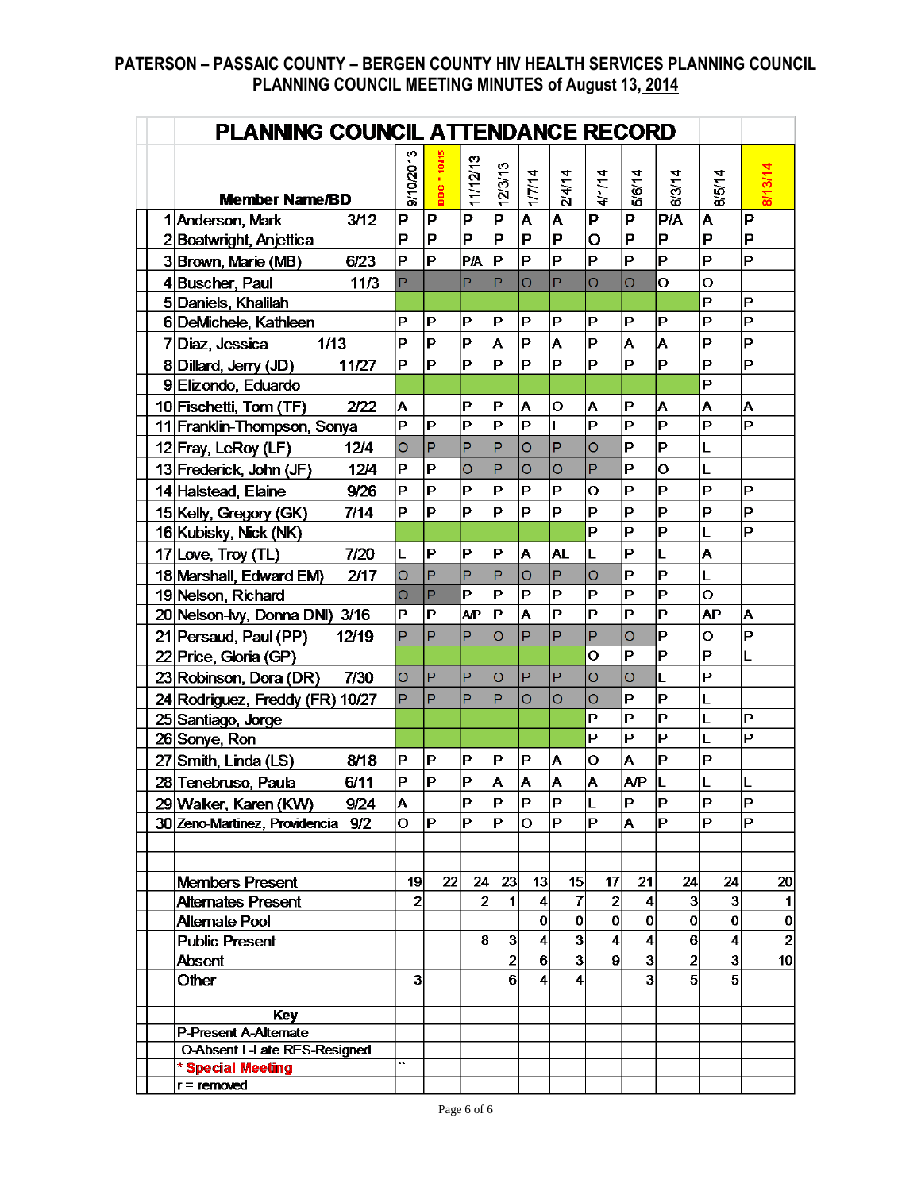# PATERSON – PASSAIC COUNTY – BERGEN COUNTY HIV HEALTH SERVICES PLANNING COUNCIL
## PLANNING COUNCIL MEETING MINUTES of August 13, 2014

| | PLANNING COUNCIL ATTENDANCE RECORD | | | | | | | | | | | |
|---|---|---|---|---|---|---|---|---|---|---|---|---|
| | Member Name/BD | 9/10/2013 | DOC * 10/15 | 11/12/13 | 12/3/13 | 1/7/14 | 2/4/14 | 4/1/14 | 5/6/14 | 6/3/14 | 8/5/14 | 8/13/14 |
| 1 | Anderson, Mark 3/12 | P | P | P | P | A | A | P | P | P/A | A | P |
| 2 | Boatwright, Anjettica | P | P | P | P | P | P | O | P | P | P | P |
| 3 | Brown, Marie (MB) 6/23 | P | P | P/A | P | P | P | P | P | P | P | P |
| 4 | Buscher, Paul 11/3 | P | | P | P | O | P | O | O | O | O | |
| 5 | Daniels, Khalilah | | | | | | | | | | P | P |
| 6 | DeMichele, Kathleen | P | P | P | P | P | P | P | P | P | P | P |
| 7 | Diaz, Jessica 1/13 | P | P | P | A | P | A | P | A | A | P | P |
| 8 | Dillard, Jerry (JD) 11/27 | P | P | P | P | P | P | P | P | P | P | P |
| 9 | Elizondo, Eduardo | | | | | | | | | | P | |
| 10 | Fischetti, Tom (TF) 2/22 | A | | P | P | A | O | A | P | A | A | A |
| 11 | Franklin-Thompson, Sonya | P | P | P | P | P | L | P | P | P | P | P |
| 12 | Fray, LeRoy (LF) 12/4 | O | P | P | P | O | P | O | P | P | L | |
| 13 | Frederick, John (JF) 12/4 | P | P | O | P | O | O | P | P | O | L | |
| 14 | Halstead, Elaine 9/26 | P | P | P | P | P | P | O | P | P | P | P |
| 15 | Kelly, Gregory (GK) 7/14 | P | P | P | P | P | P | P | P | P | P | P |
| 16 | Kubisky, Nick (NK) | | | | | | | P | P | P | L | P |
| 17 | Love, Troy (TL) 7/20 | L | P | P | P | A | AL | L | P | L | A | |
| 18 | Marshall, Edward EM) 2/17 | O | P | P | P | O | P | O | P | P | L | |
| 19 | Nelson, Richard | O | P | P | P | P | P | P | P | P | O | |
| 20 | Nelson-Ivy, Donna DNI) 3/16 | P | P | A/P | P | A | P | P | P | P | AP | A |
| 21 | Persaud, Paul (PP) 12/19 | P | P | P | O | P | P | P | O | P | O | P |
| 22 | Price, Gloria (GP) | | | | | | | O | P | P | P | L |
| 23 | Robinson, Dora (DR) 7/30 | O | P | P | O | P | P | O | O | L | P | |
| 24 | Rodriguez, Freddy (FR) 10/27 | P | P | P | P | O | O | O | P | P | L | |
| 25 | Santiago, Jorge | | | | | | | P | P | P | L | P |
| 26 | Sonye, Ron | | | | | | | P | P | P | L | P |
| 27 | Smith, Linda (LS) 8/18 | P | P | P | P | P | A | O | A | P | P | |
| 28 | Tenebruso, Paula 6/11 | P | P | P | A | A | A | A | A/P | L | L | L |
| 29 | Walker, Karen (KW) 9/24 | A | | P | P | P | P | L | P | P | P | P |
| 30 | Zeno-Martinez, Providencia 9/2 | O | P | P | P | O | P | P | A | P | P | P |
| | | | | | | | | | | | | |
| | | | | | | | | | | | | |
| | Members Present | 19 | 22 | 24 | 23 | 13 | 15 | 17 | 21 | 24 | 24 | 20 |
| | Alternates Present | 2 | | 2 | 1 | 4 | 7 | 2 | 4 | 3 | 3 | 1 |
| | Alternate Pool | | | | | 0 | 0 | 0 | 0 | 0 | 0 | 0 |
| | Public Present | | | 8 | 3 | 4 | 3 | 4 | 4 | 6 | 4 | 2 |
| | Absent | | | | 2 | 6 | 3 | 9 | 3 | 2 | 3 | 10 |
| | Other | 3 | | | 6 | 4 | 4 | | 3 | 5 | 5 | |
| | | | | | | | | | | | | |
| | Key | | | | | | | | | | | |
| | P-Present A-Alternate | | | | | | | | | | | |
| | O-Absent L-Late RES-Resigned | | | | | | | | | | | |
| | * Special Meeting | | | | | | | | | | | |
| | r = removed | | | | | | | | | | | |